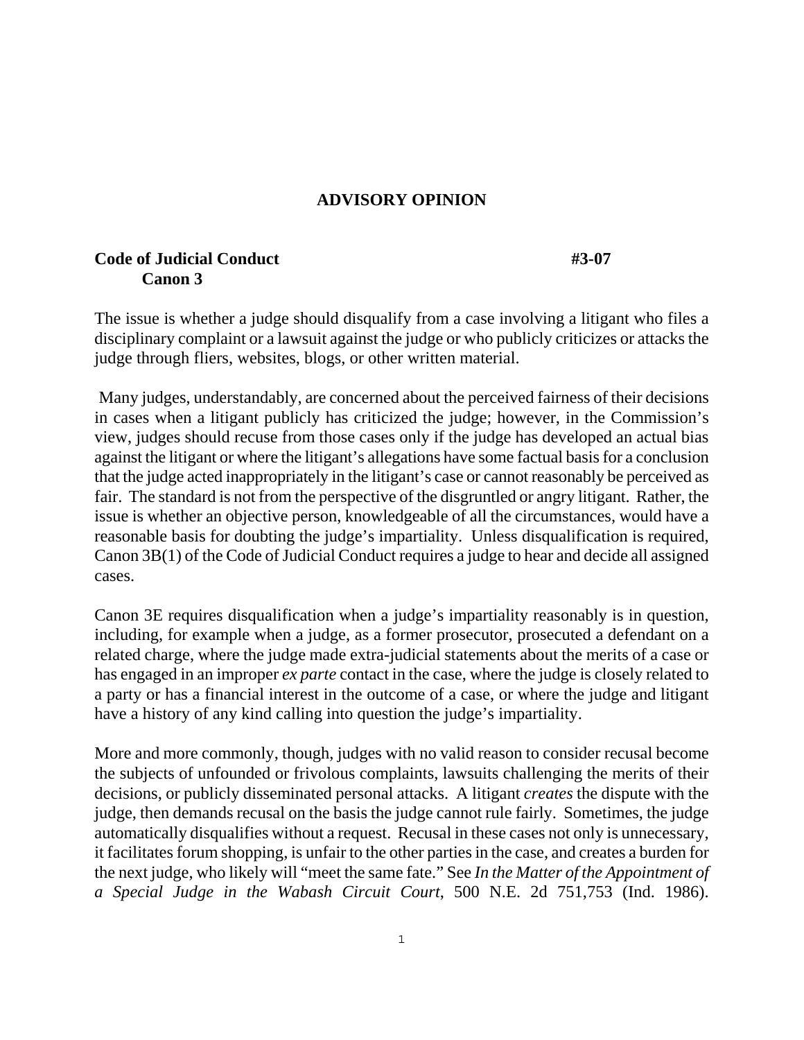## ADVISORY OPINION

**Code of Judicial Conduct** **#3-07**
**Canon 3**

The issue is whether a judge should disqualify from a case involving a litigant who files a disciplinary complaint or a lawsuit against the judge or who publicly criticizes or attacks the judge through fliers, websites, blogs, or other written material.

Many judges, understandably, are concerned about the perceived fairness of their decisions in cases when a litigant publicly has criticized the judge; however, in the Commission's view, judges should recuse from those cases only if the judge has developed an actual bias against the litigant or where the litigant's allegations have some factual basis for a conclusion that the judge acted inappropriately in the litigant's case or cannot reasonably be perceived as fair. The standard is not from the perspective of the disgruntled or angry litigant. Rather, the issue is whether an objective person, knowledgeable of all the circumstances, would have a reasonable basis for doubting the judge's impartiality. Unless disqualification is required, Canon 3B(1) of the Code of Judicial Conduct requires a judge to hear and decide all assigned cases.

Canon 3E requires disqualification when a judge's impartiality reasonably is in question, including, for example when a judge, as a former prosecutor, prosecuted a defendant on a related charge, where the judge made extra-judicial statements about the merits of a case or has engaged in an improper *ex parte* contact in the case, where the judge is closely related to a party or has a financial interest in the outcome of a case, or where the judge and litigant have a history of any kind calling into question the judge's impartiality.

More and more commonly, though, judges with no valid reason to consider recusal become the subjects of unfounded or frivolous complaints, lawsuits challenging the merits of their decisions, or publicly disseminated personal attacks. A litigant *creates* the dispute with the judge, then demands recusal on the basis the judge cannot rule fairly. Sometimes, the judge automatically disqualifies without a request. Recusal in these cases not only is unnecessary, it facilitates forum shopping, is unfair to the other parties in the case, and creates a burden for the next judge, who likely will "meet the same fate." See *In the Matter of the Appointment of a Special Judge in the Wabash Circuit Court*, 500 N.E. 2d 751,753 (Ind. 1986).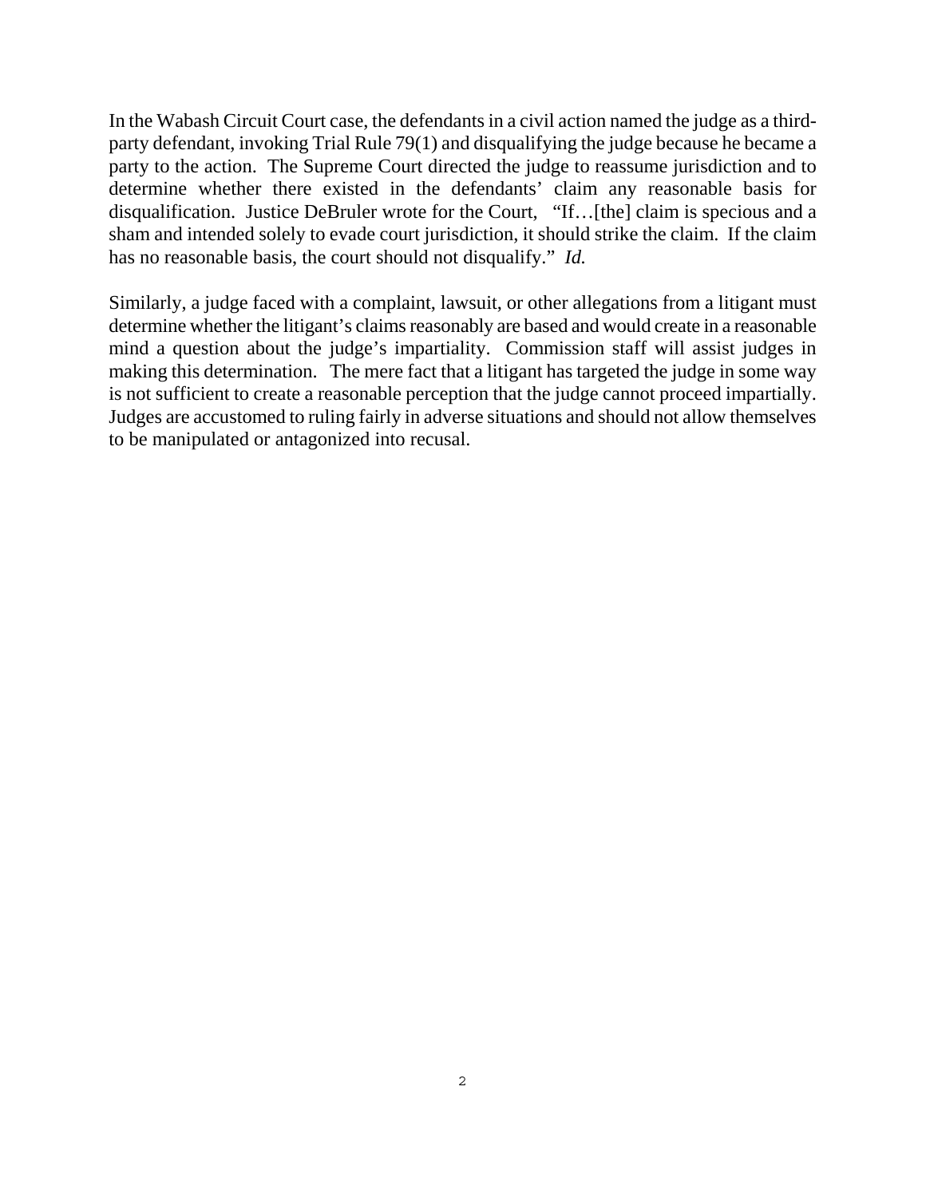In the Wabash Circuit Court case, the defendants in a civil action named the judge as a third-party defendant, invoking Trial Rule 79(1) and disqualifying the judge because he became a party to the action. The Supreme Court directed the judge to reassume jurisdiction and to determine whether there existed in the defendants' claim any reasonable basis for disqualification. Justice DeBruler wrote for the Court, "If…[the] claim is specious and a sham and intended solely to evade court jurisdiction, it should strike the claim. If the claim has no reasonable basis, the court should not disqualify." *Id.*

Similarly, a judge faced with a complaint, lawsuit, or other allegations from a litigant must determine whether the litigant's claims reasonably are based and would create in a reasonable mind a question about the judge's impartiality. Commission staff will assist judges in making this determination. The mere fact that a litigant has targeted the judge in some way is not sufficient to create a reasonable perception that the judge cannot proceed impartially. Judges are accustomed to ruling fairly in adverse situations and should not allow themselves to be manipulated or antagonized into recusal.